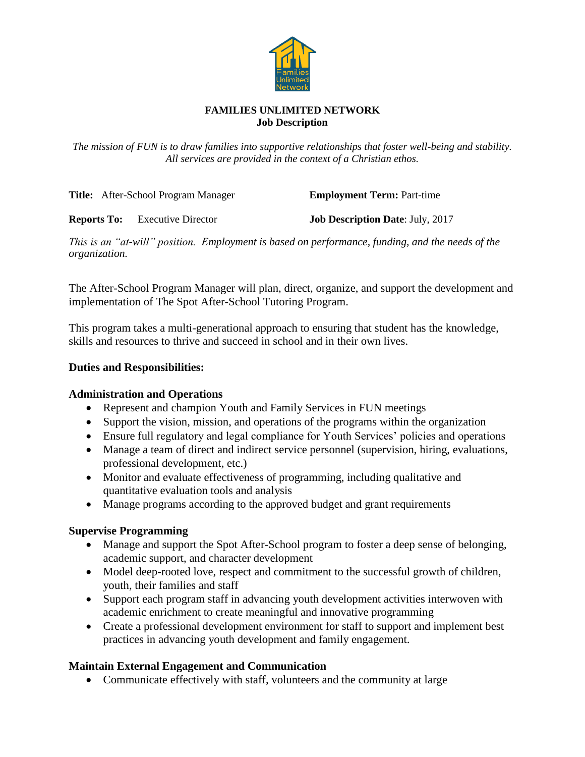**FAMILIES UNLIMITED NETWORK**
**Job Description**

*The mission of FUN is to draw families into supportive relationships that foster well-being and stability. All services are provided in the context of a Christian ethos.*

**Title:** After-School Program Manager **Employment Term:** Part-time

**Reports To:** Executive Director **Job Description Date**: July, 2017

*This is an "at-will" position. Employment is based on performance, funding, and the needs of the organization.*

The After-School Program Manager will plan, direct, organize, and support the development and implementation of The Spot After-School Tutoring Program.

This program takes a multi-generational approach to ensuring that student has the knowledge, skills and resources to thrive and succeed in school and in their own lives.

**Duties and Responsibilities:**

**Administration and Operations**

- Represent and champion Youth and Family Services in FUN meetings
- Support the vision, mission, and operations of the programs within the organization
- Ensure full regulatory and legal compliance for Youth Services' policies and operations
- Manage a team of direct and indirect service personnel (supervision, hiring, evaluations, professional development, etc.)
- Monitor and evaluate effectiveness of programming, including qualitative and quantitative evaluation tools and analysis
- Manage programs according to the approved budget and grant requirements

**Supervise Programming**

- Manage and support the Spot After-School program to foster a deep sense of belonging, academic support, and character development
- Model deep-rooted love, respect and commitment to the successful growth of children, youth, their families and staff
- Support each program staff in advancing youth development activities interwoven with academic enrichment to create meaningful and innovative programming
- Create a professional development environment for staff to support and implement best practices in advancing youth development and family engagement.

**Maintain External Engagement and Communication**

- Communicate effectively with staff, volunteers and the community at large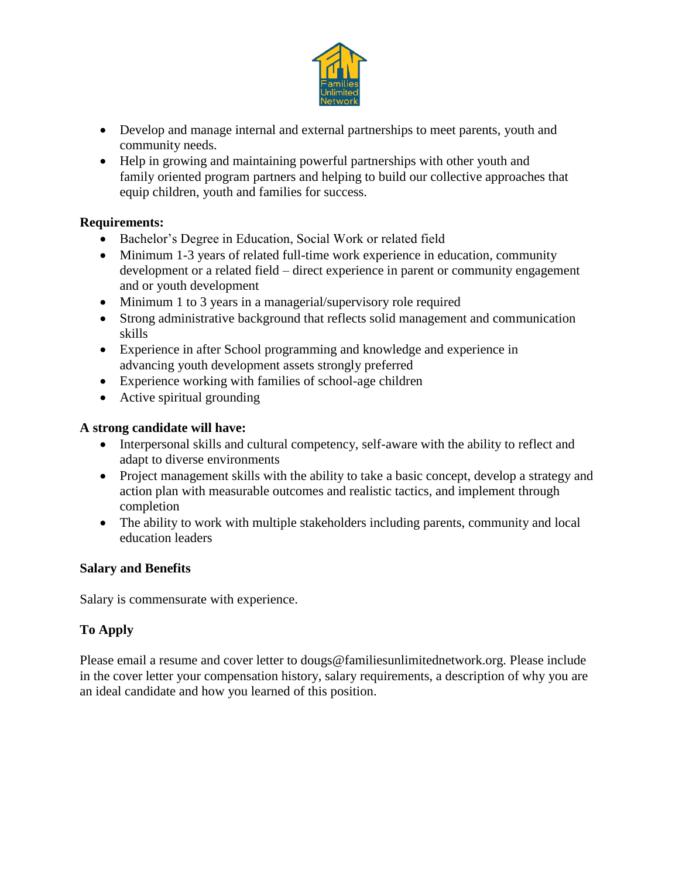- Develop and manage internal and external partnerships to meet parents, youth and community needs.
- Help in growing and maintaining powerful partnerships with other youth and family oriented program partners and helping to build our collective approaches that equip children, youth and families for success.

**Requirements:**

- Bachelor's Degree in Education, Social Work or related field
- Minimum 1-3 years of related full-time work experience in education, community development or a related field – direct experience in parent or community engagement and or youth development
- Minimum 1 to 3 years in a managerial/supervisory role required
- Strong administrative background that reflects solid management and communication skills
- Experience in after School programming and knowledge and experience in advancing youth development assets strongly preferred
- Experience working with families of school-age children
- Active spiritual grounding

**A strong candidate will have:**

- Interpersonal skills and cultural competency, self-aware with the ability to reflect and adapt to diverse environments
- Project management skills with the ability to take a basic concept, develop a strategy and action plan with measurable outcomes and realistic tactics, and implement through completion
- The ability to work with multiple stakeholders including parents, community and local education leaders

**Salary and Benefits**

Salary is commensurate with experience.

**To Apply**

Please email a resume and cover letter to dougs@familiesunlimitednetwork.org. Please include in the cover letter your compensation history, salary requirements, a description of why you are an ideal candidate and how you learned of this position.